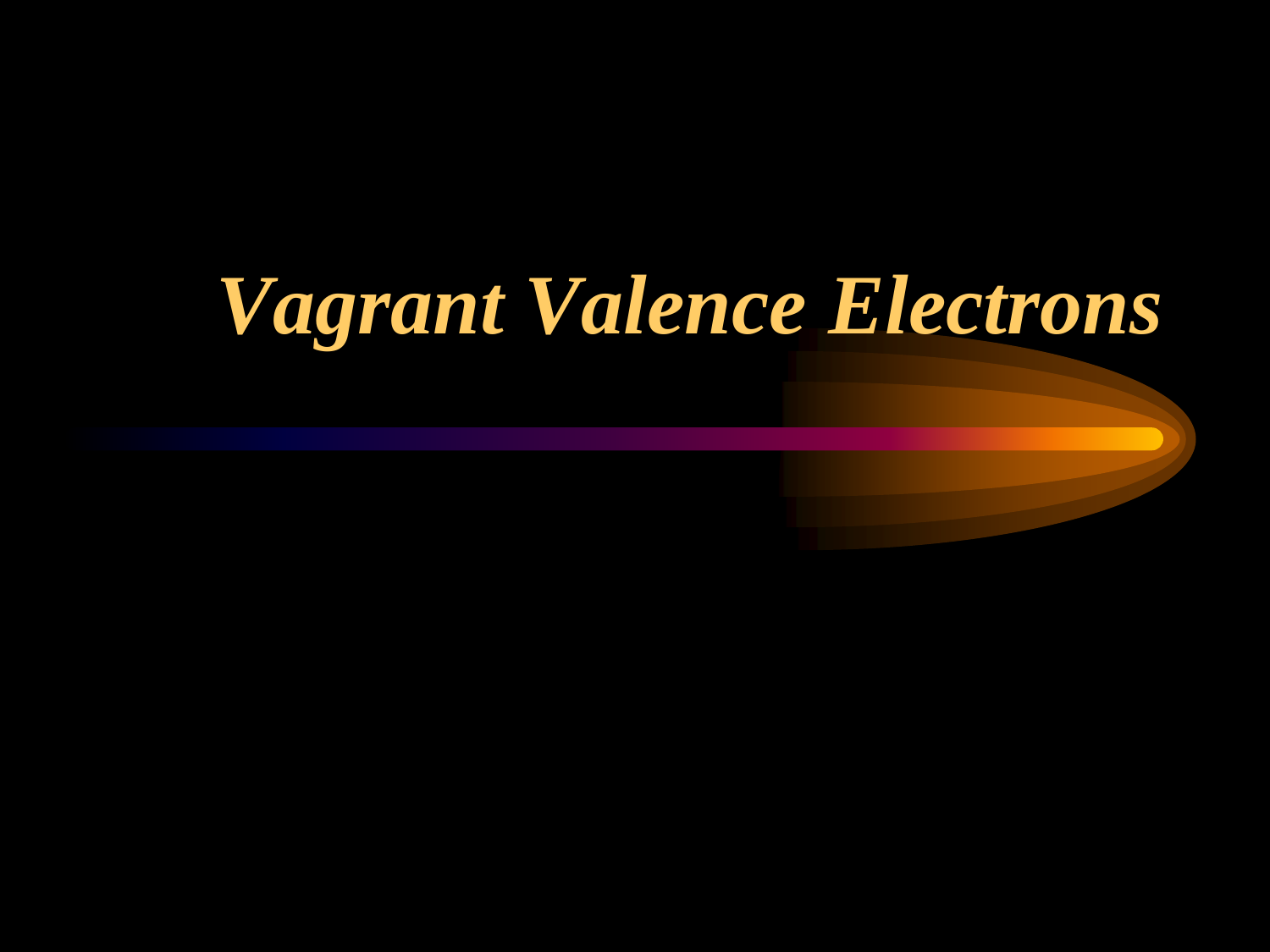# *Vagrant Valence Electrons*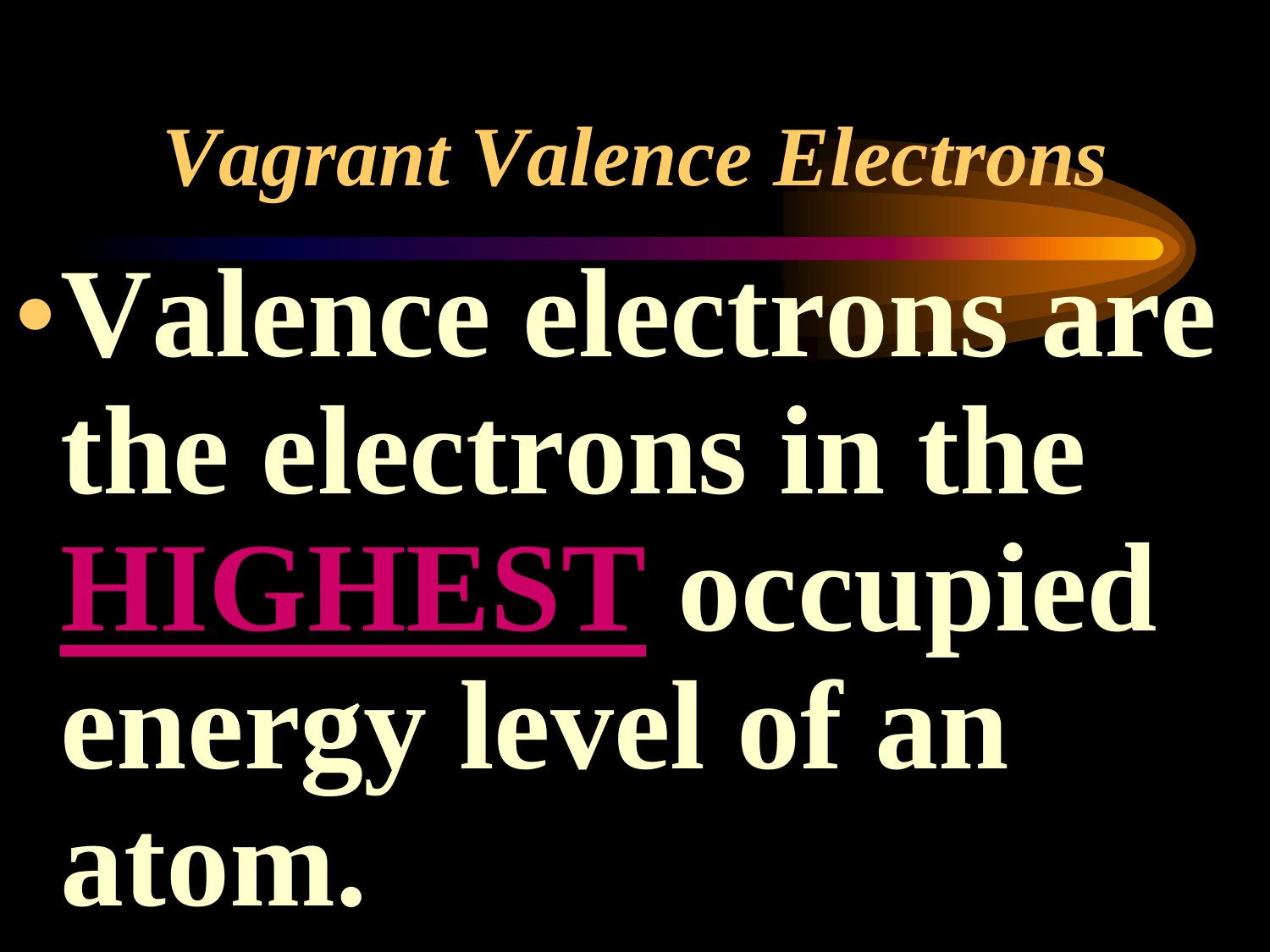# *Vagrant Valence Electrons*

- **Valence electrons are the electrons in the HIGHEST occupied energy level of an atom.**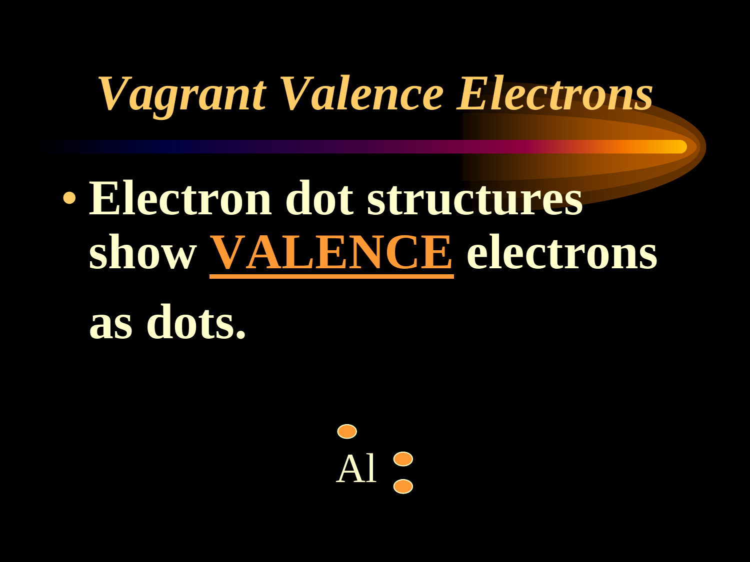# *Vagrant Valence Electrons*

- **Electron dot structures show VALENCE electrons as dots.**

Al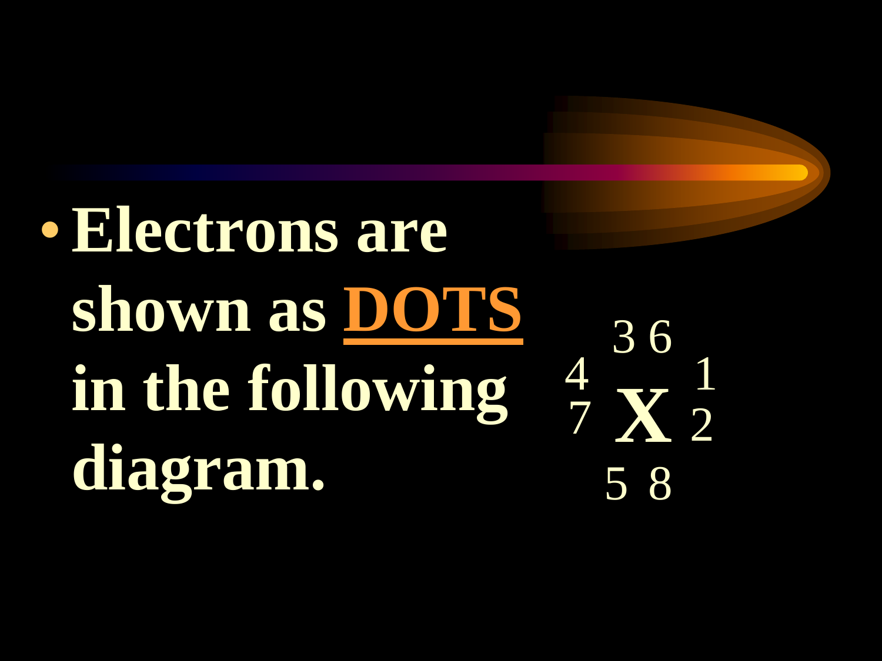- **Electrons are shown as <u>DOTS</u> in the following diagram.**

```
   3 6
4       1
7   X   2
   5 8
```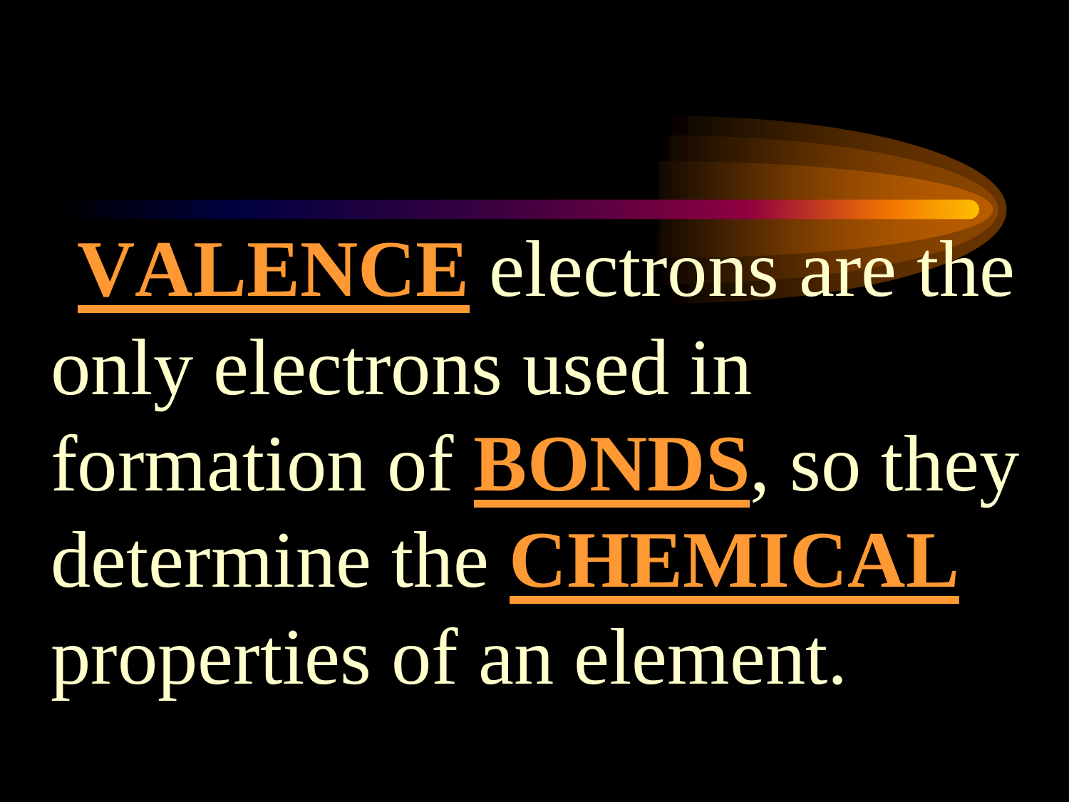**VALENCE** electrons are the only electrons used in formation of **BONDS**, so they determine the **CHEMICAL** properties of an element.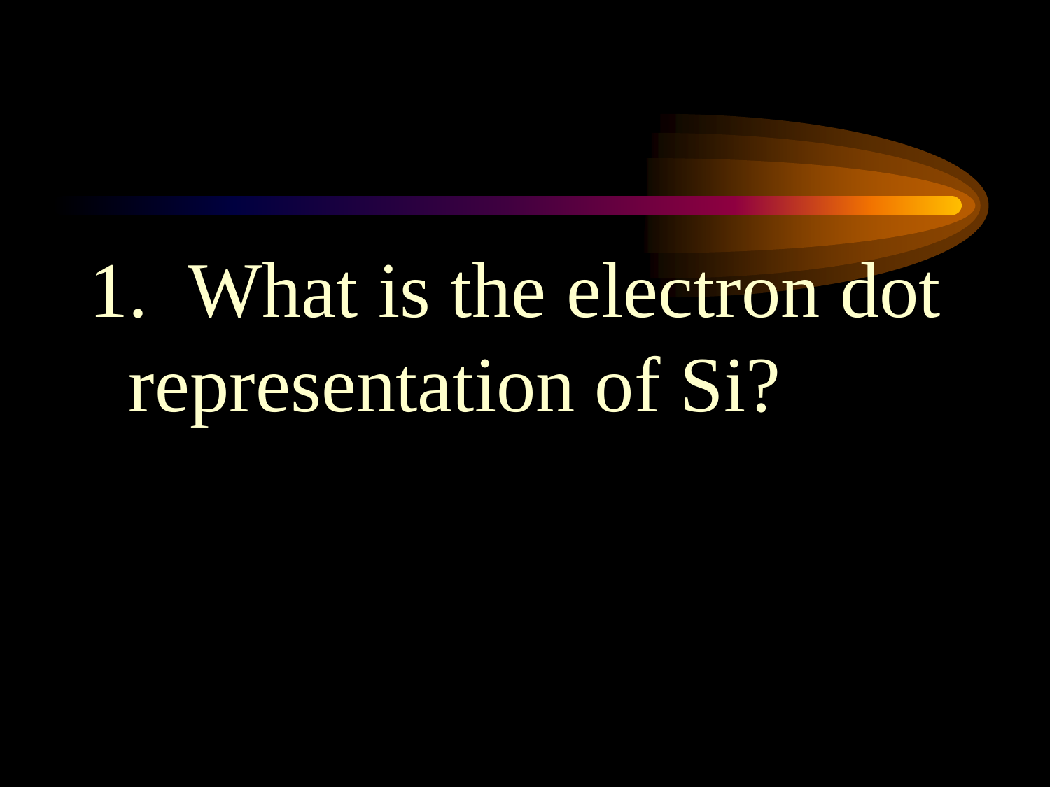1. What is the electron dot representation of Si?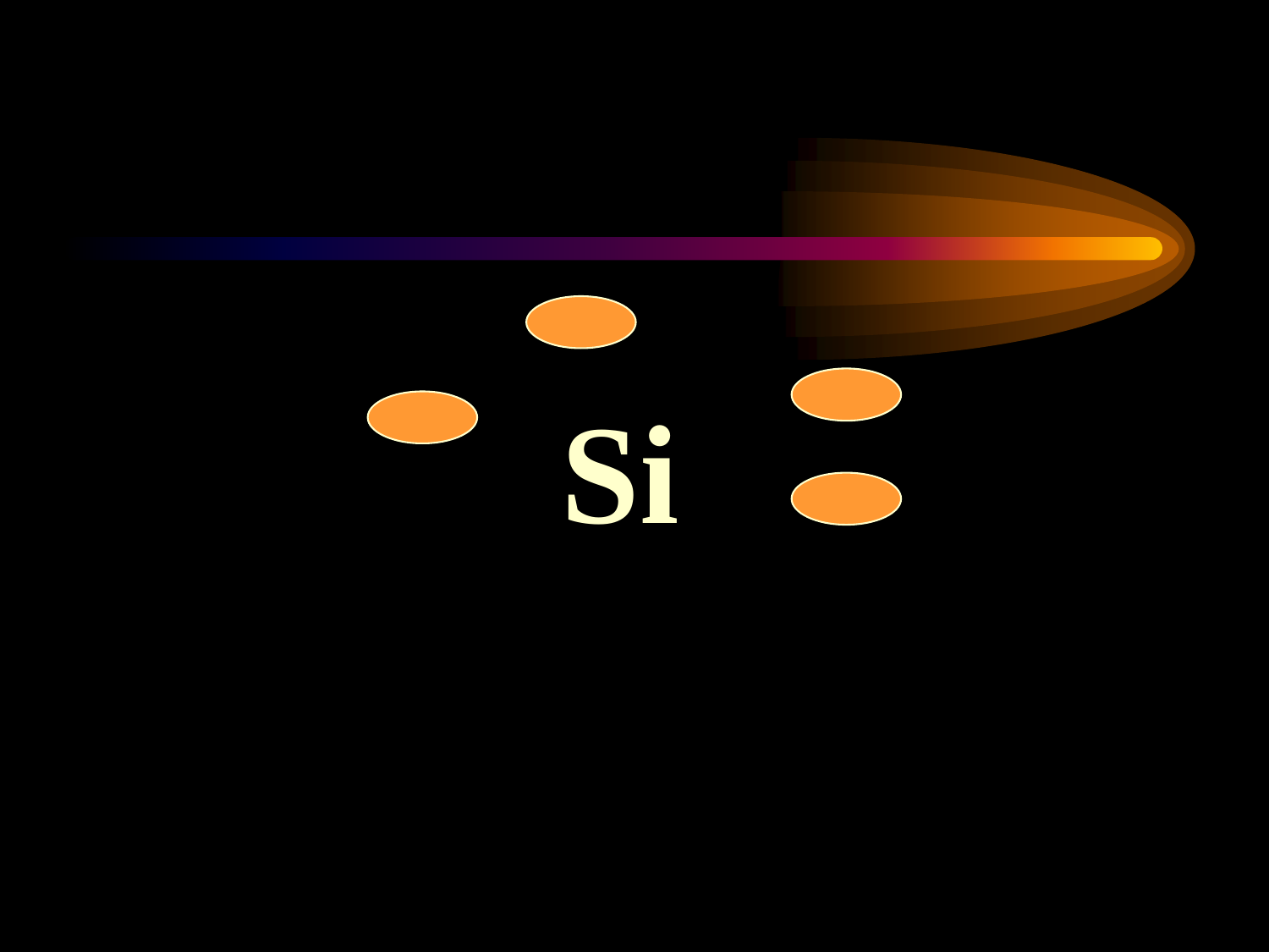Si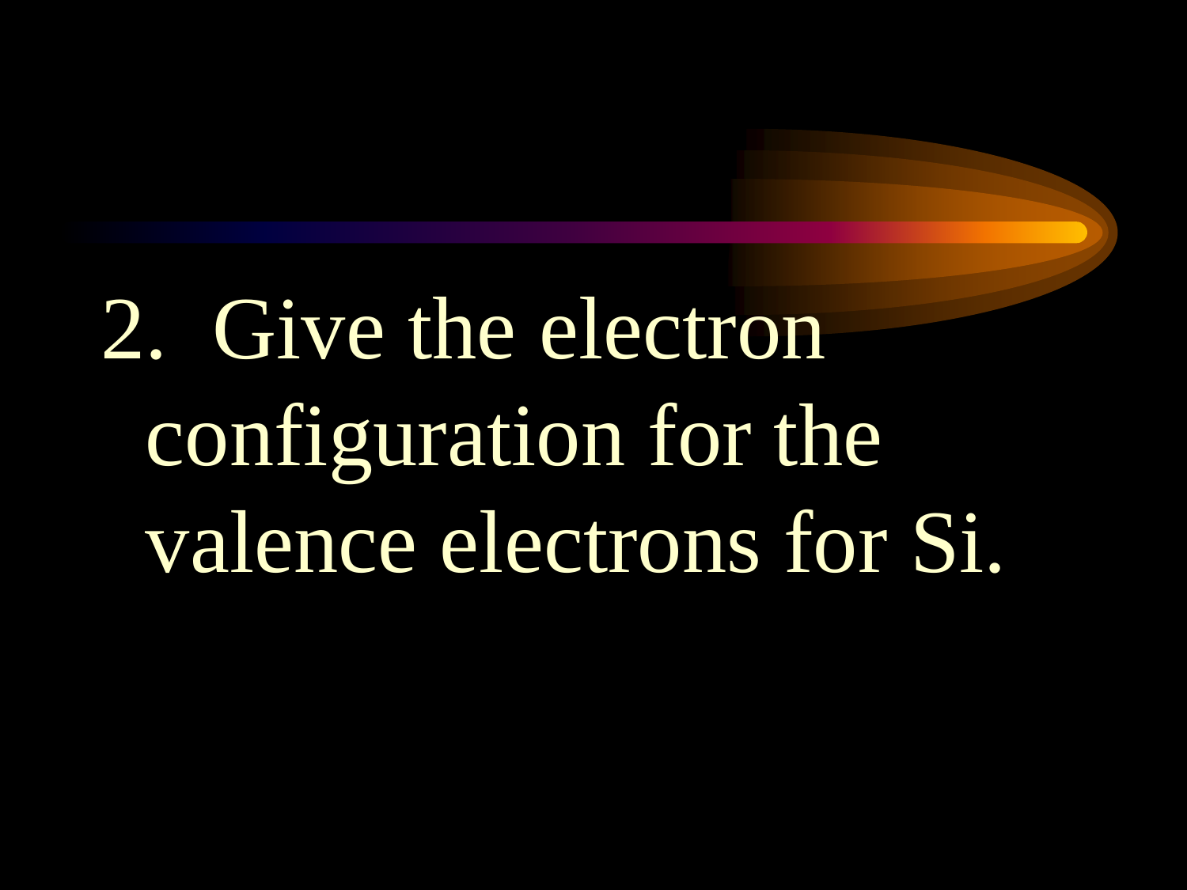2. Give the electron configuration for the valence electrons for Si.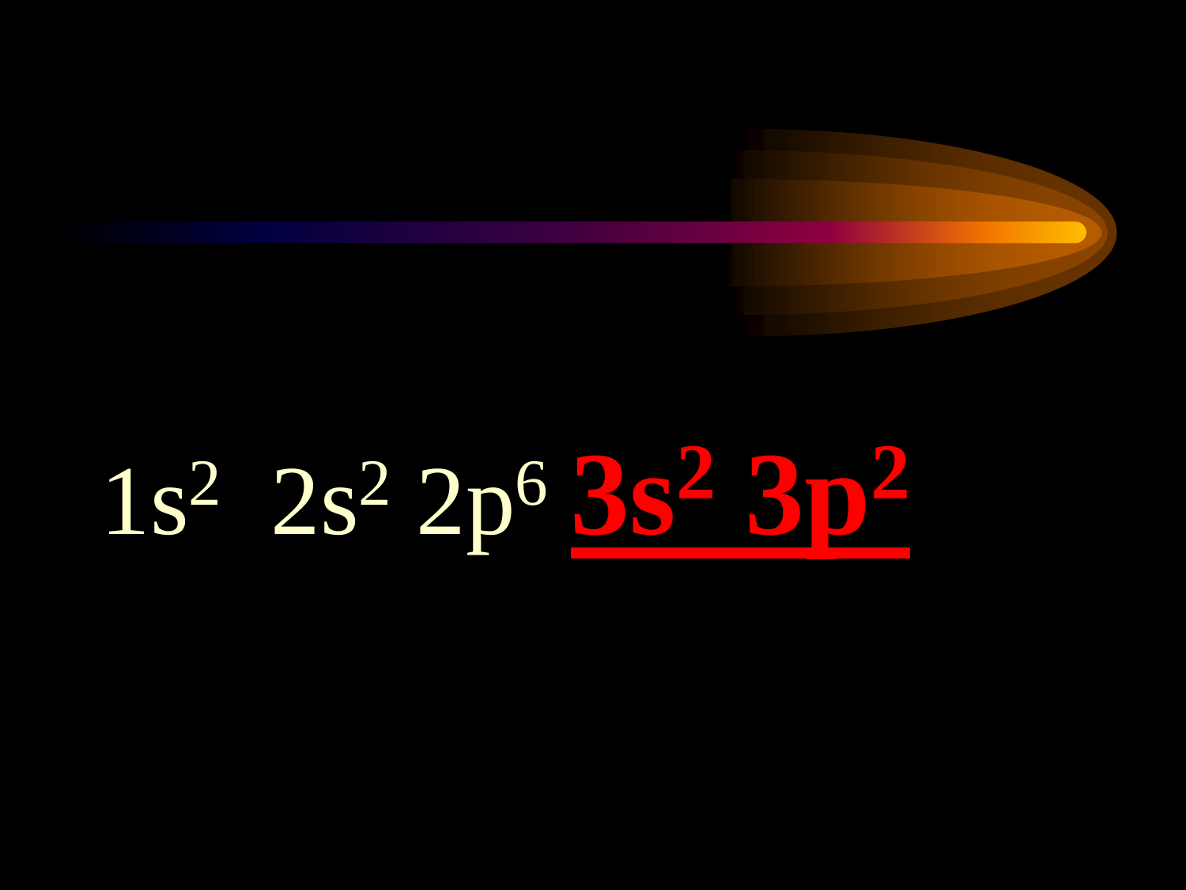$1s^2\ 2s^2\ 2p^6$ $\underline{\mathbf{3s^2\ 3p^2}}$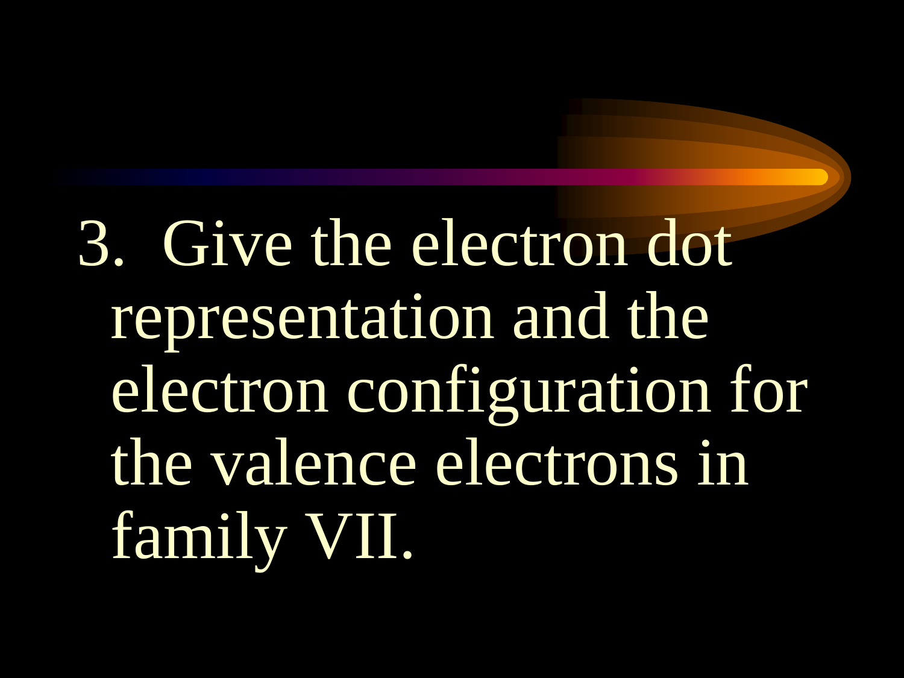3. Give the electron dot representation and the electron configuration for the valence electrons in family VII.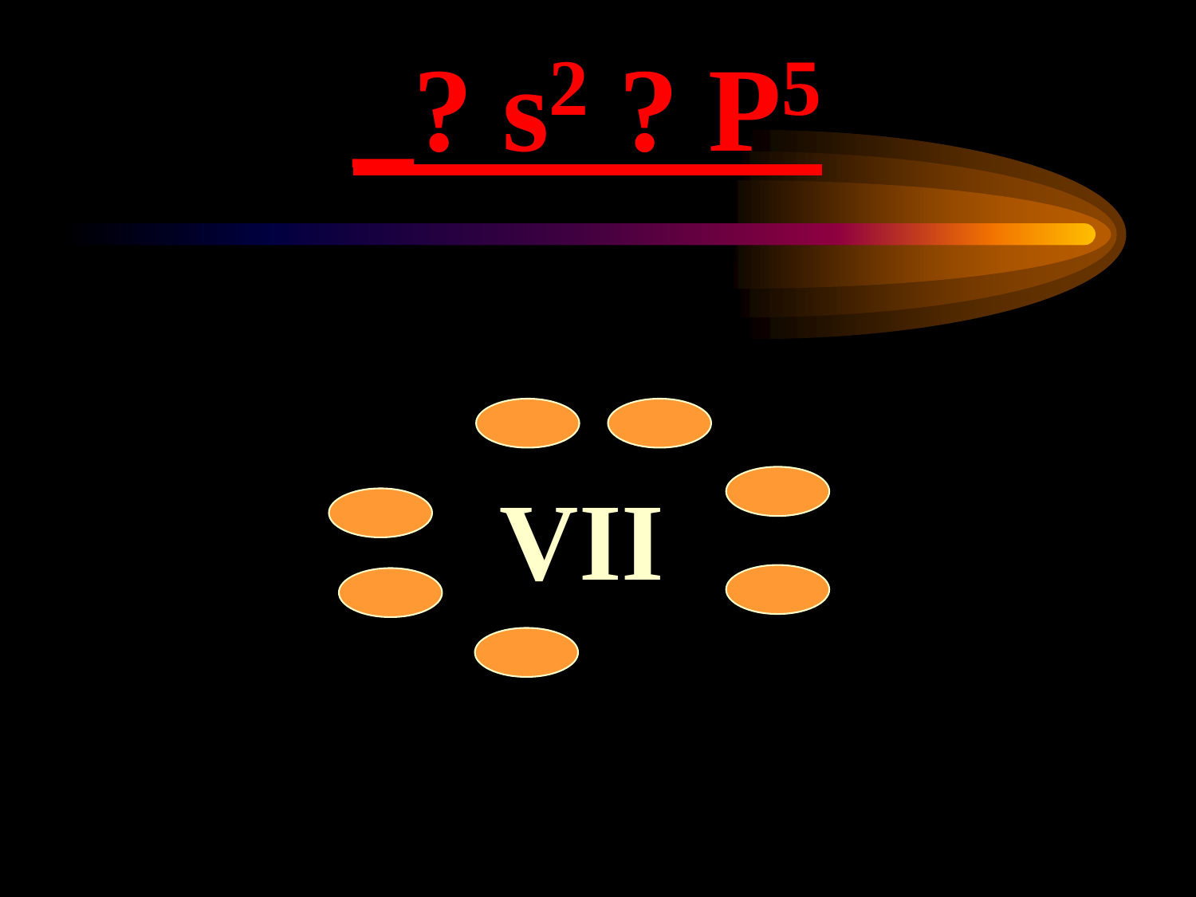# _ ? $s^2$ ? $P^5$

VII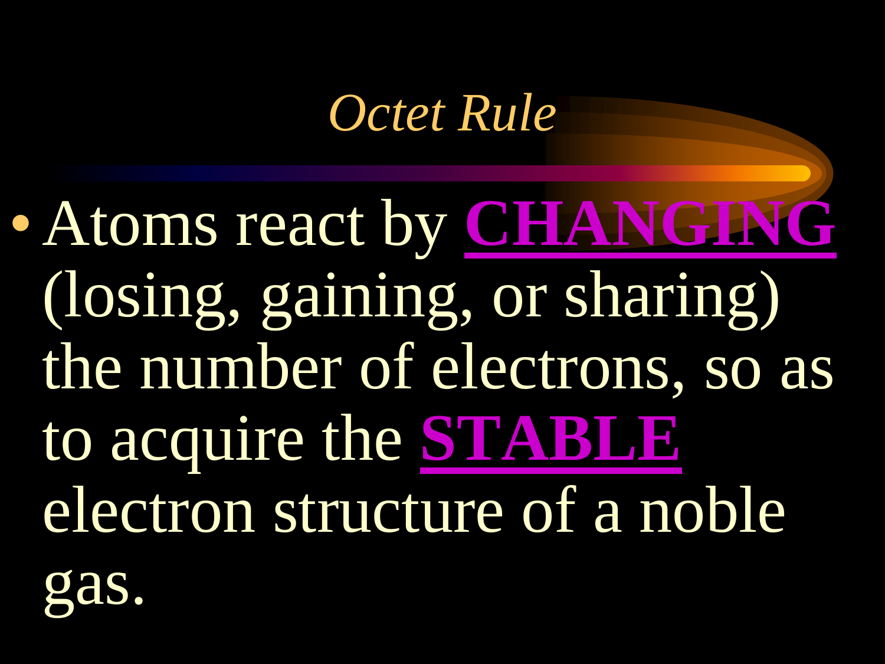# *Octet Rule*

- Atoms react by **CHANGING** (losing, gaining, or sharing) the number of electrons, so as to acquire the **STABLE** electron structure of a noble gas.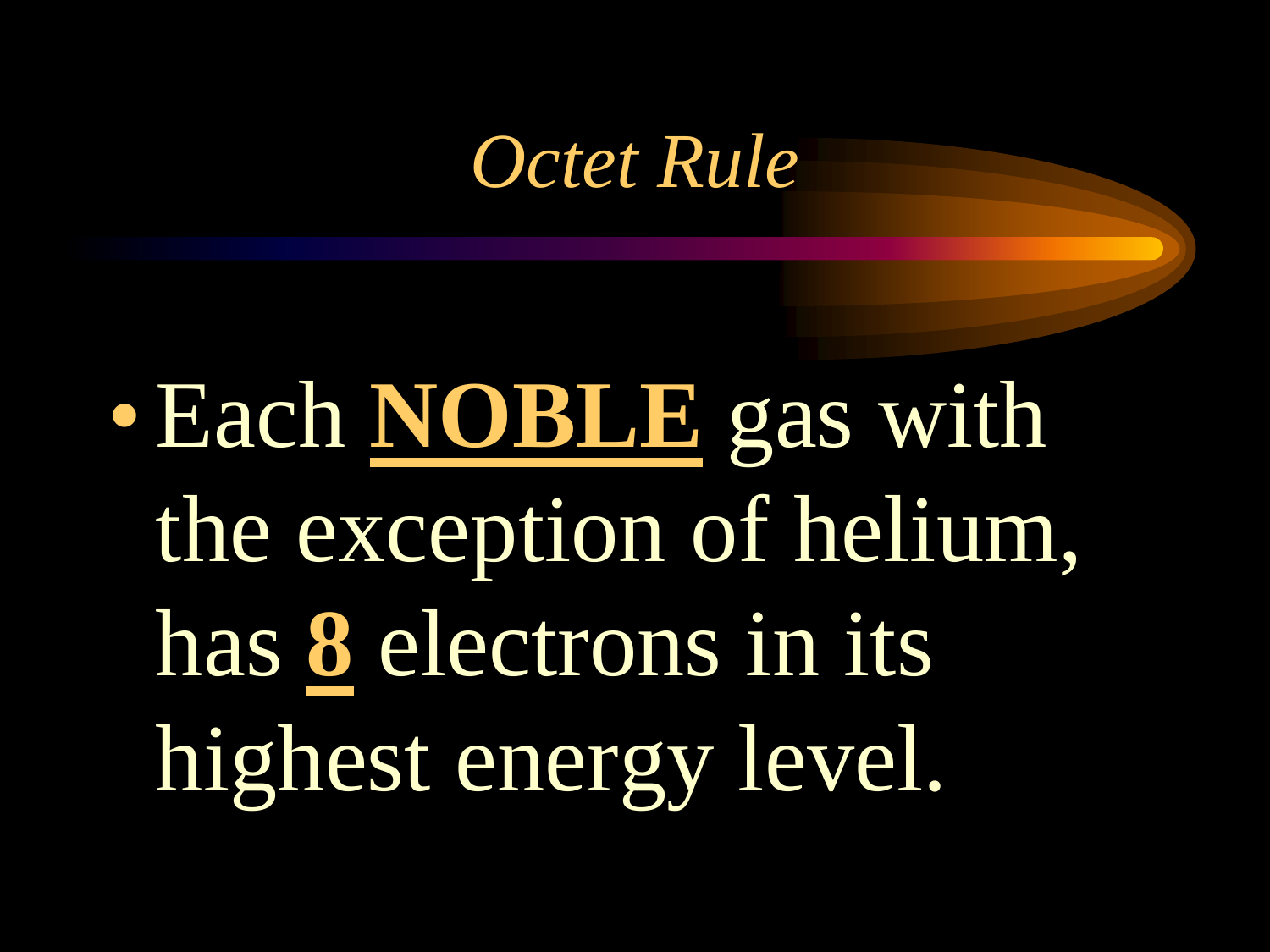# *Octet Rule*

- Each **<u>NOBLE</u>** gas with the exception of helium, has **<u>8</u>** electrons in its highest energy level.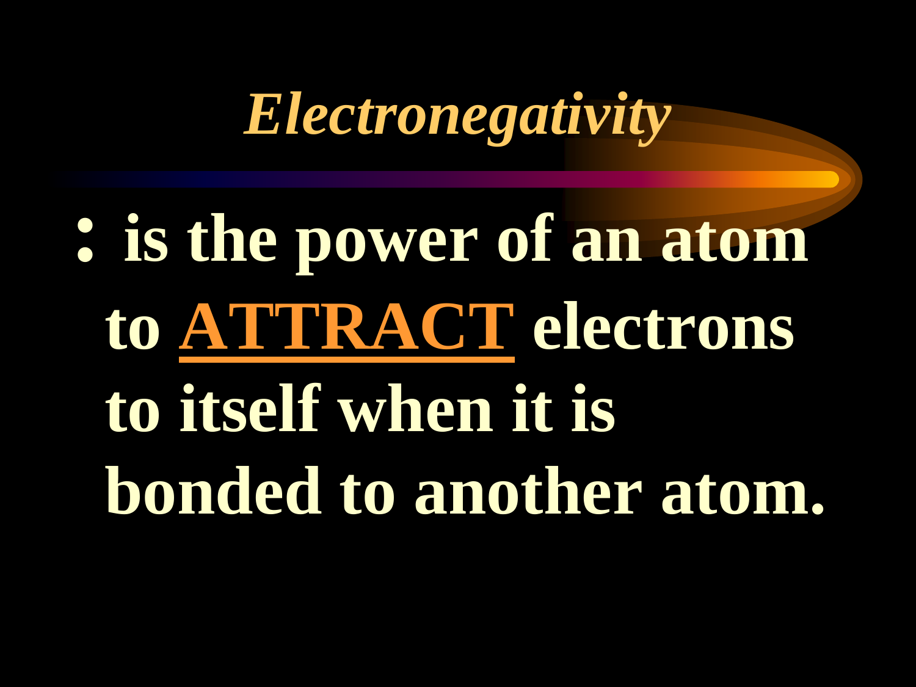# *Electronegativity*

: is the power of an atom to **ATTRACT** electrons to itself when it is bonded to another atom.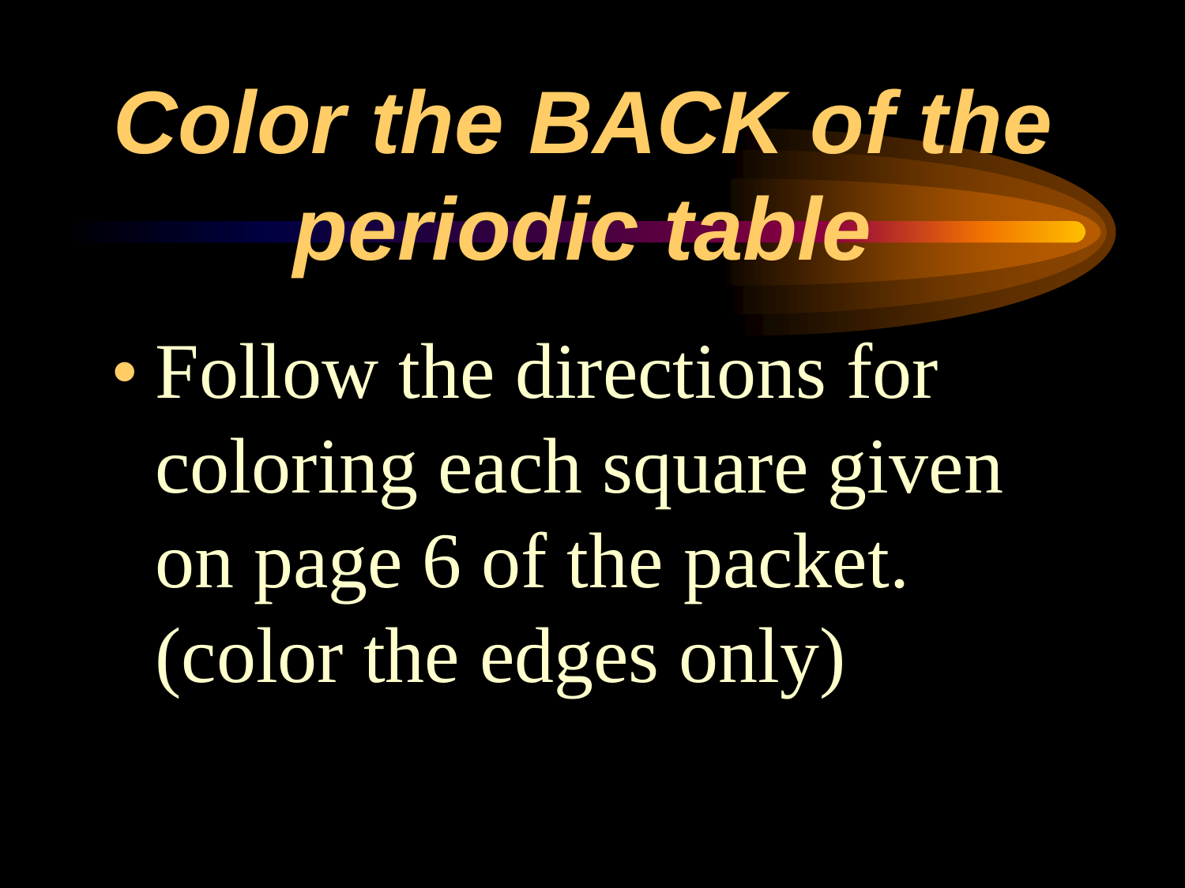# *Color the BACK of the periodic table*

- Follow the directions for coloring each square given on page 6 of the packet. (color the edges only)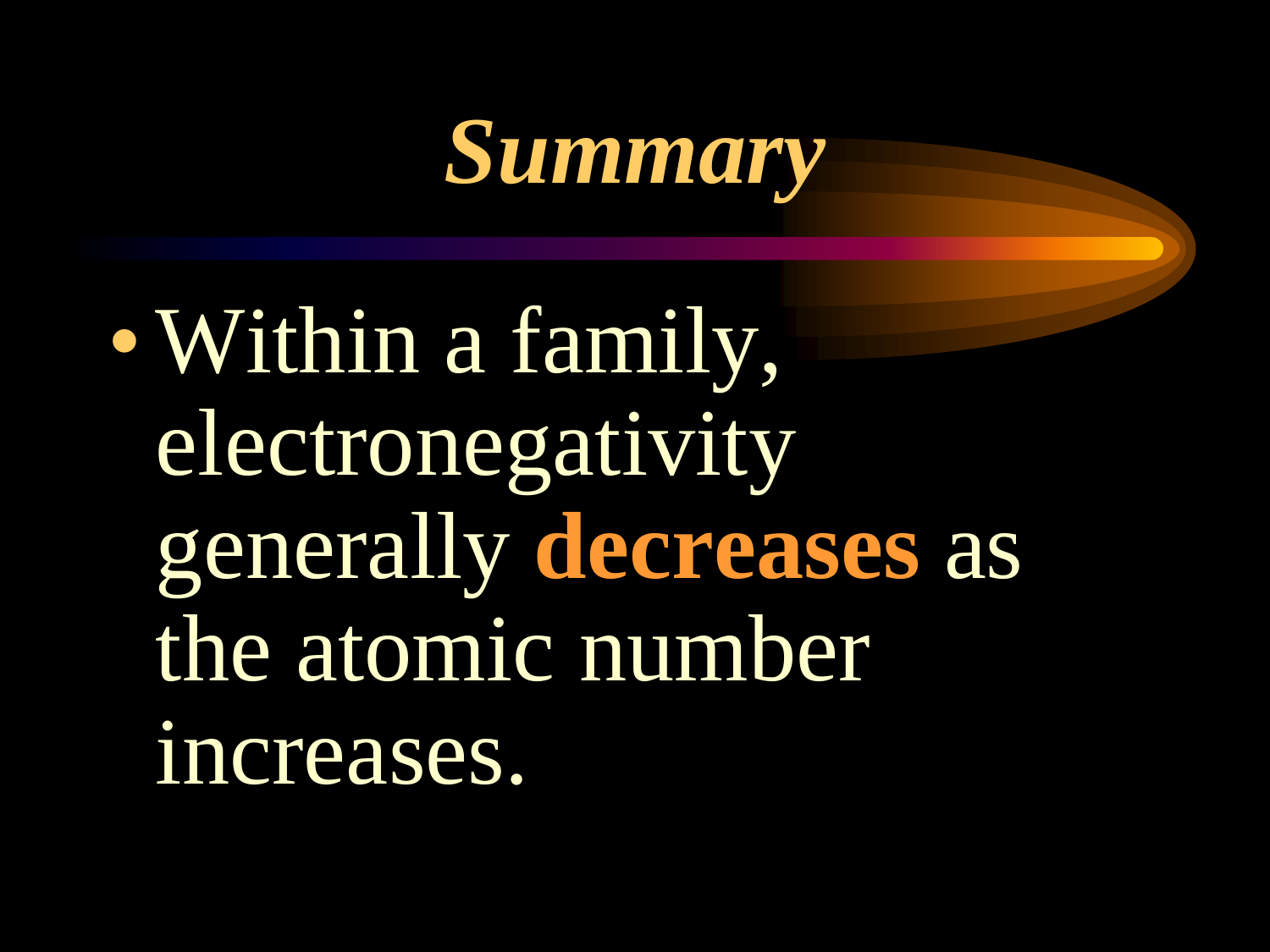# *Summary*

- Within a family, electronegativity generally **decreases** as the atomic number increases.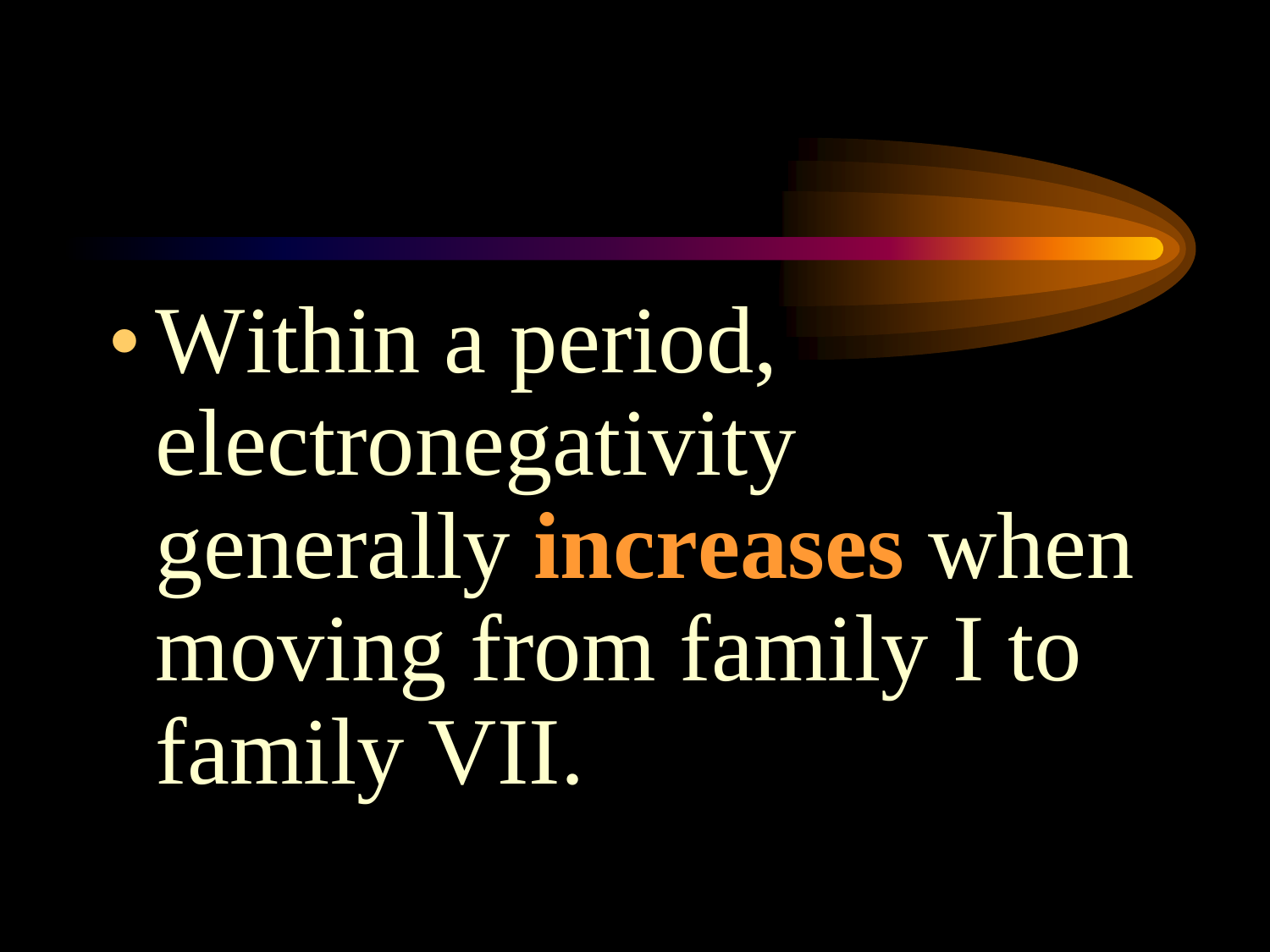- Within a period, electronegativity generally **increases** when moving from family I to family VII.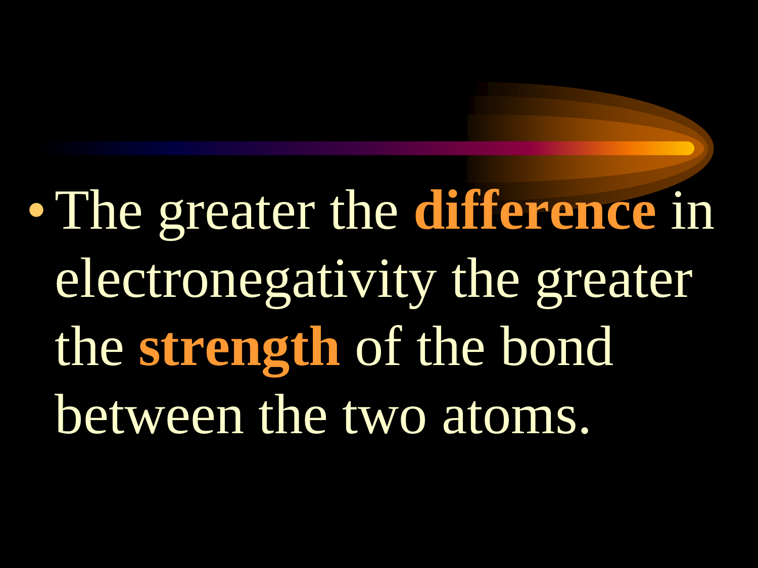- The greater the **difference** in electronegativity the greater the **strength** of the bond between the two atoms.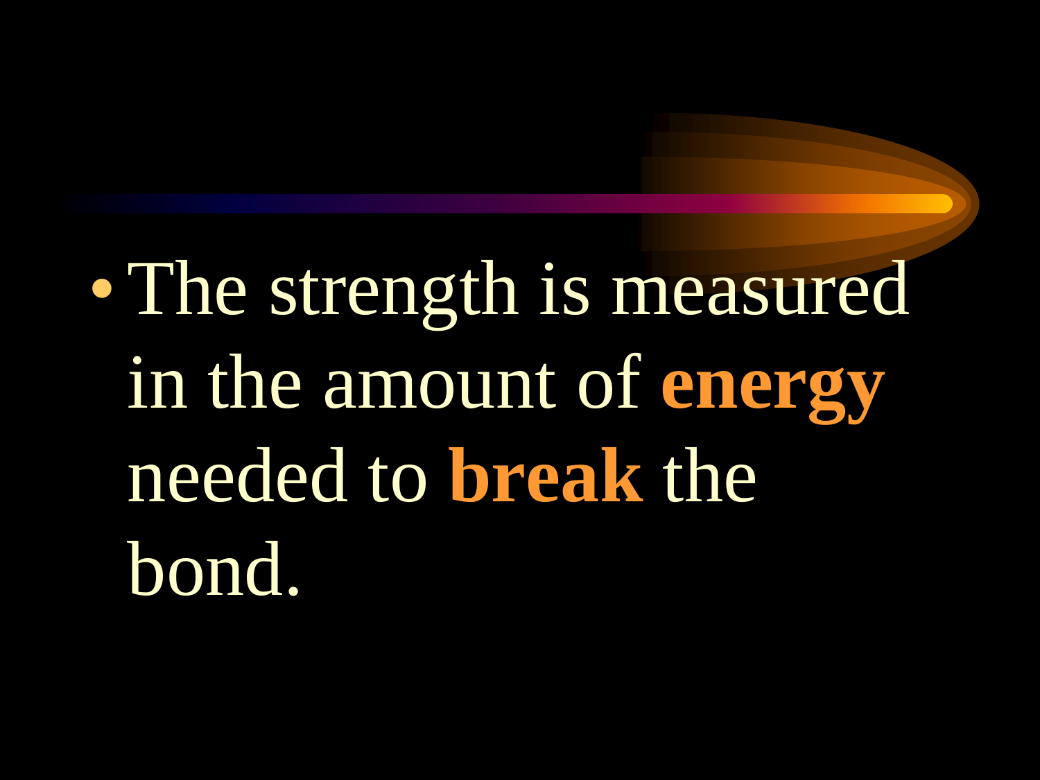- The strength is measured in the amount of **energy** needed to **break** the bond.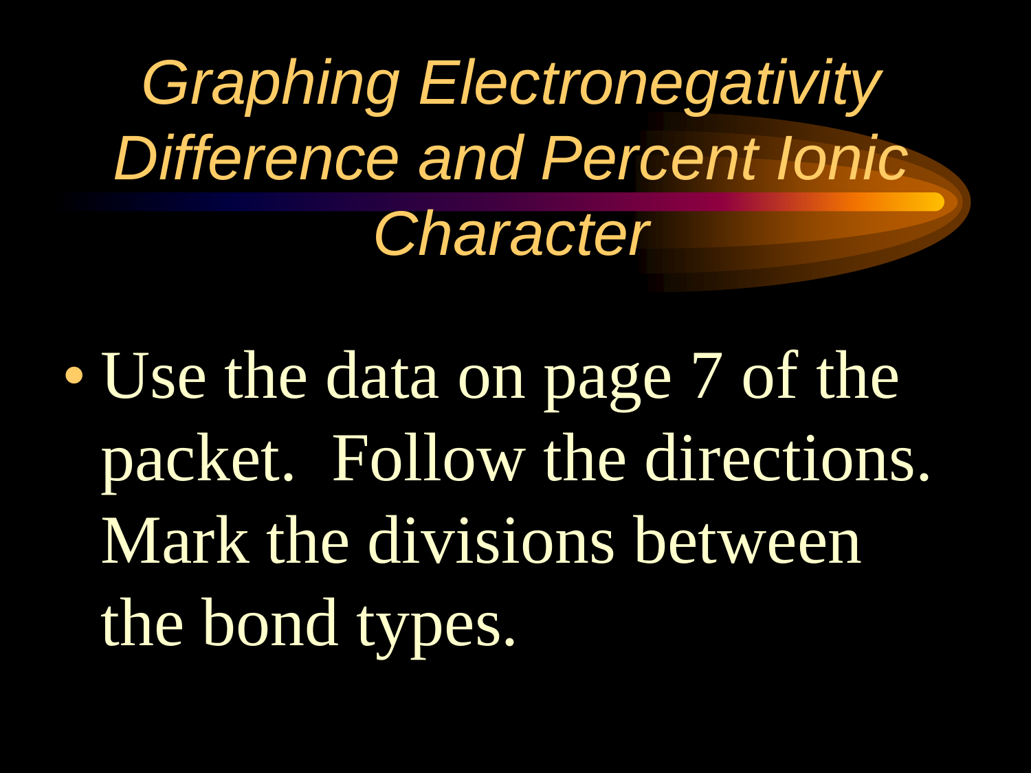# *Graphing Electronegativity Difference and Percent Ionic Character*

- Use the data on page 7 of the packet. Follow the directions. Mark the divisions between the bond types.